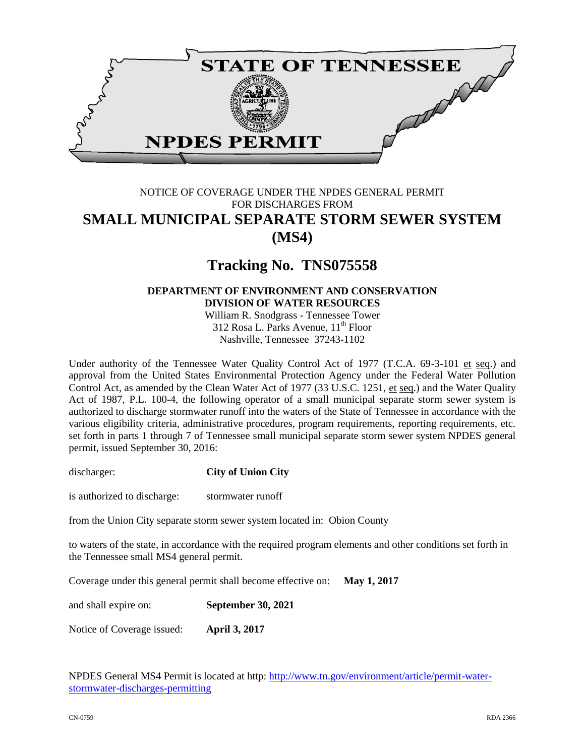# STATE OF TENNESSEE

# NPDES PERMIT

NOTICE OF COVERAGE UNDER THE NPDES GENERAL PERMIT
FOR DISCHARGES FROM

## SMALL MUNICIPAL SEPARATE STORM SEWER SYSTEM (MS4)

## Tracking No. TNS075558

**DEPARTMENT OF ENVIRONMENT AND CONSERVATION**
**DIVISION OF WATER RESOURCES**
William R. Snodgrass - Tennessee Tower
312 Rosa L. Parks Avenue, 11th Floor
Nashville, Tennessee 37243-1102

Under authority of the Tennessee Water Quality Control Act of 1977 (T.C.A. 69-3-101 et seq.) and approval from the United States Environmental Protection Agency under the Federal Water Pollution Control Act, as amended by the Clean Water Act of 1977 (33 U.S.C. 1251, et seq.) and the Water Quality Act of 1987, P.L. 100-4, the following operator of a small municipal separate storm sewer system is authorized to discharge stormwater runoff into the waters of the State of Tennessee in accordance with the various eligibility criteria, administrative procedures, program requirements, reporting requirements, etc. set forth in parts 1 through 7 of Tennessee small municipal separate storm sewer system NPDES general permit, issued September 30, 2016:

discharger: **City of Union City**

is authorized to discharge: stormwater runoff

from the Union City separate storm sewer system located in: Obion County

to waters of the state, in accordance with the required program elements and other conditions set forth in the Tennessee small MS4 general permit.

Coverage under this general permit shall become effective on: **May 1, 2017**

and shall expire on: **September 30, 2021**

Notice of Coverage issued: **April 3, 2017**

NPDES General MS4 Permit is located at http: http://www.tn.gov/environment/article/permit-water-stormwater-discharges-permitting

CN-0759 RDA 2366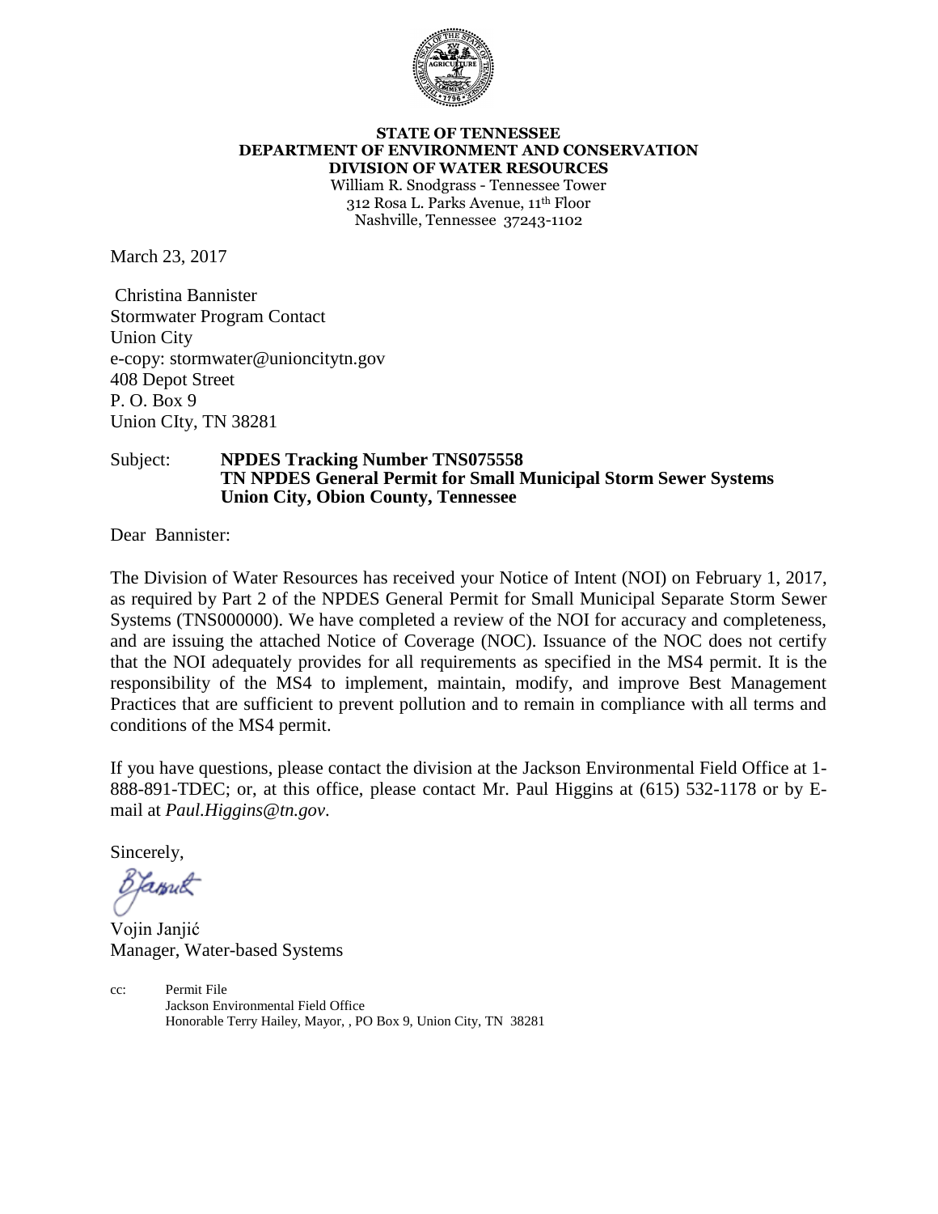**STATE OF TENNESSEE**
**DEPARTMENT OF ENVIRONMENT AND CONSERVATION**
**DIVISION OF WATER RESOURCES**
William R. Snodgrass - Tennessee Tower
312 Rosa L. Parks Avenue, 11th Floor
Nashville, Tennessee 37243-1102

March 23, 2017

Christina Bannister
Stormwater Program Contact
Union City
e-copy: stormwater@unioncitytn.gov
408 Depot Street
P. O. Box 9
Union CIty, TN 38281

Subject: **NPDES Tracking Number TNS075558**
**TN NPDES General Permit for Small Municipal Storm Sewer Systems**
**Union City, Obion County, Tennessee**

Dear Bannister:

The Division of Water Resources has received your Notice of Intent (NOI) on February 1, 2017, as required by Part 2 of the NPDES General Permit for Small Municipal Separate Storm Sewer Systems (TNS000000). We have completed a review of the NOI for accuracy and completeness, and are issuing the attached Notice of Coverage (NOC). Issuance of the NOC does not certify that the NOI adequately provides for all requirements as specified in the MS4 permit. It is the responsibility of the MS4 to implement, maintain, modify, and improve Best Management Practices that are sufficient to prevent pollution and to remain in compliance with all terms and conditions of the MS4 permit.

If you have questions, please contact the division at the Jackson Environmental Field Office at 1-888-891-TDEC; or, at this office, please contact Mr. Paul Higgins at (615) 532-1178 or by E-mail at *Paul.Higgins@tn.gov*.

Sincerely,

Vojin Janjić
Manager, Water-based Systems

cc: Permit File
Jackson Environmental Field Office
Honorable Terry Hailey, Mayor, , PO Box 9, Union City, TN 38281